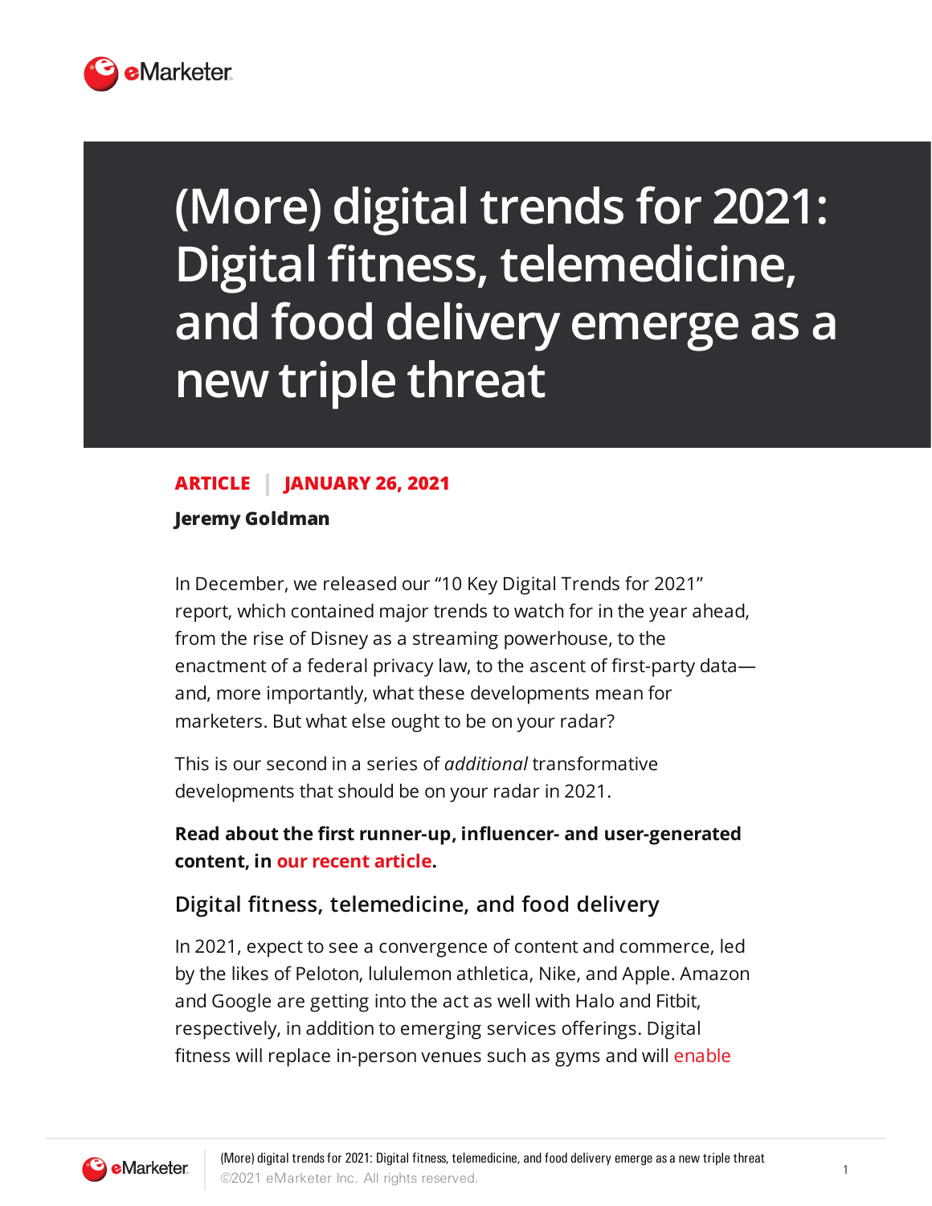# (More) digital trends for 2021: Digital fitness, telemedicine, and food delivery emerge as a new triple threat

**ARTICLE | JANUARY 26, 2021**

**Jeremy Goldman**

In December, we released our "10 Key Digital Trends for 2021" report, which contained major trends to watch for in the year ahead, from the rise of Disney as a streaming powerhouse, to the enactment of a federal privacy law, to the ascent of first-party data—and, more importantly, what these developments mean for marketers. But what else ought to be on your radar?

This is our second in a series of *additional* transformative developments that should be on your radar in 2021.

**Read about the first runner-up, influencer- and user-generated content, in our recent article.**

## Digital fitness, telemedicine, and food delivery

In 2021, expect to see a convergence of content and commerce, led by the likes of Peloton, lululemon athletica, Nike, and Apple. Amazon and Google are getting into the act as well with Halo and Fitbit, respectively, in addition to emerging services offerings. Digital fitness will replace in-person venues such as gyms and will enable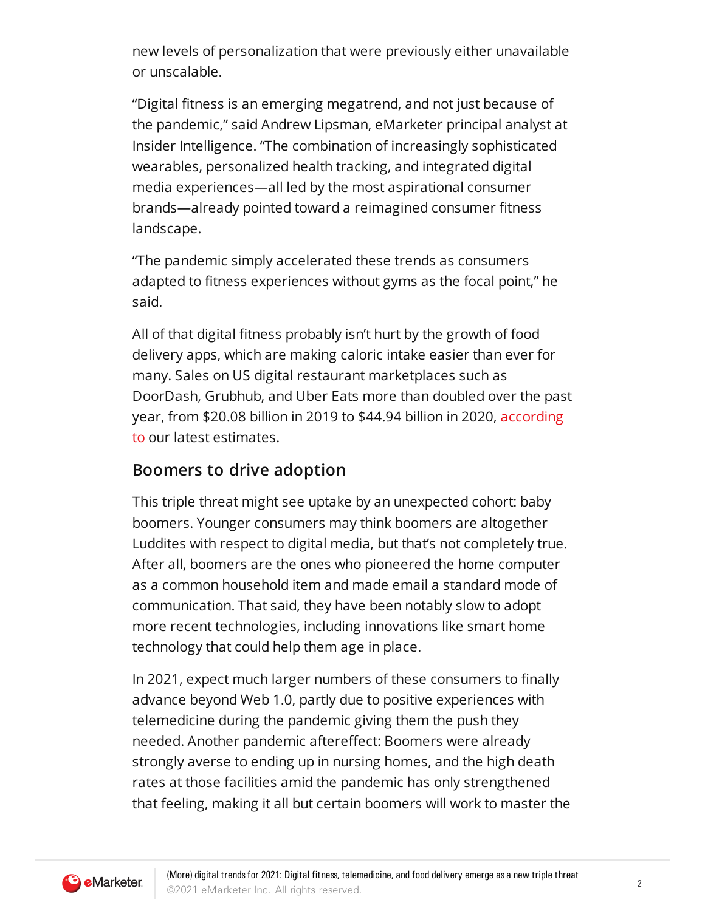new levels of personalization that were previously either unavailable or unscalable.

"Digital fitness is an emerging megatrend, and not just because of the pandemic," said Andrew Lipsman, eMarketer principal analyst at Insider Intelligence. "The combination of increasingly sophisticated wearables, personalized health tracking, and integrated digital media experiences—all led by the most aspirational consumer brands—already pointed toward a reimagined consumer fitness landscape.

"The pandemic simply accelerated these trends as consumers adapted to fitness experiences without gyms as the focal point," he said.

All of that digital fitness probably isn't hurt by the growth of food delivery apps, which are making caloric intake easier than ever for many. Sales on US digital restaurant marketplaces such as DoorDash, Grubhub, and Uber Eats more than doubled over the past year, from $20.08 billion in 2019 to $44.94 billion in 2020, according to our latest estimates.

## Boomers to drive adoption

This triple threat might see uptake by an unexpected cohort: baby boomers. Younger consumers may think boomers are altogether Luddites with respect to digital media, but that's not completely true. After all, boomers are the ones who pioneered the home computer as a common household item and made email a standard mode of communication. That said, they have been notably slow to adopt more recent technologies, including innovations like smart home technology that could help them age in place.

In 2021, expect much larger numbers of these consumers to finally advance beyond Web 1.0, partly due to positive experiences with telemedicine during the pandemic giving them the push they needed. Another pandemic aftereffect: Boomers were already strongly averse to ending up in nursing homes, and the high death rates at those facilities amid the pandemic has only strengthened that feeling, making it all but certain boomers will work to master the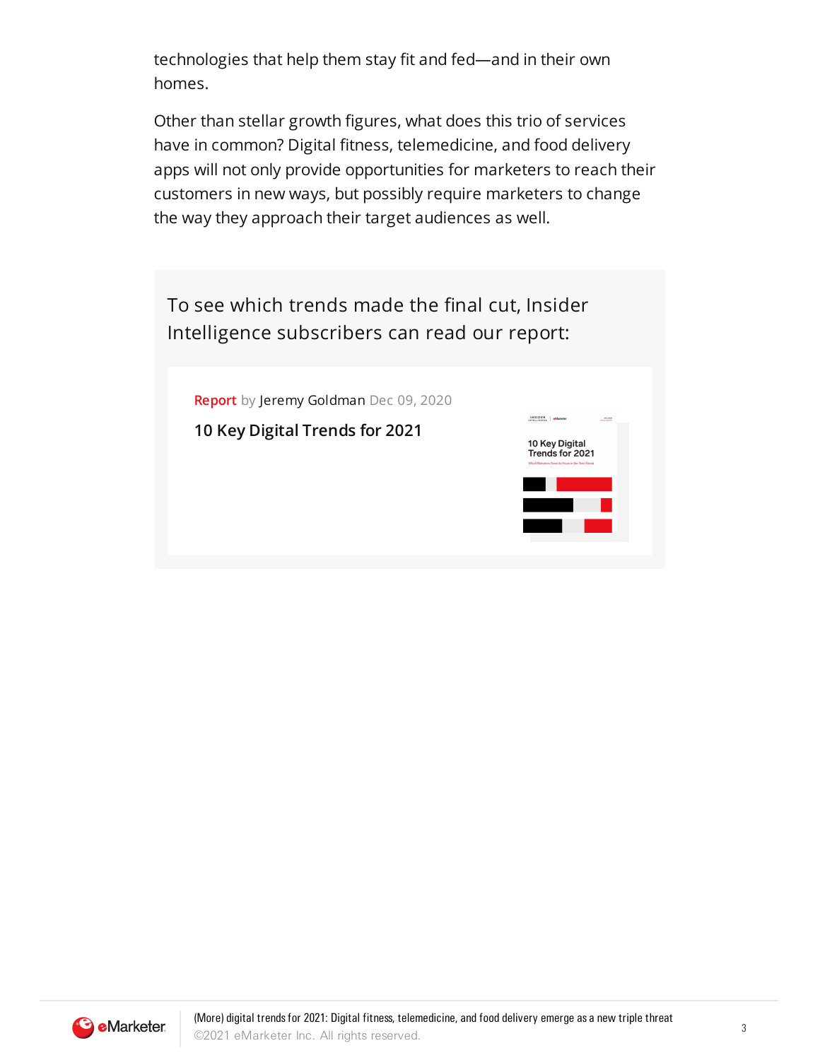technologies that help them stay fit and fed—and in their own homes.

Other than stellar growth figures, what does this trio of services have in common? Digital fitness, telemedicine, and food delivery apps will not only provide opportunities for marketers to reach their customers in new ways, but possibly require marketers to change the way they approach their target audiences as well.

To see which trends made the final cut, Insider Intelligence subscribers can read our report:

Report by Jeremy Goldman Dec 09, 2020

**10 Key Digital Trends for 2021**